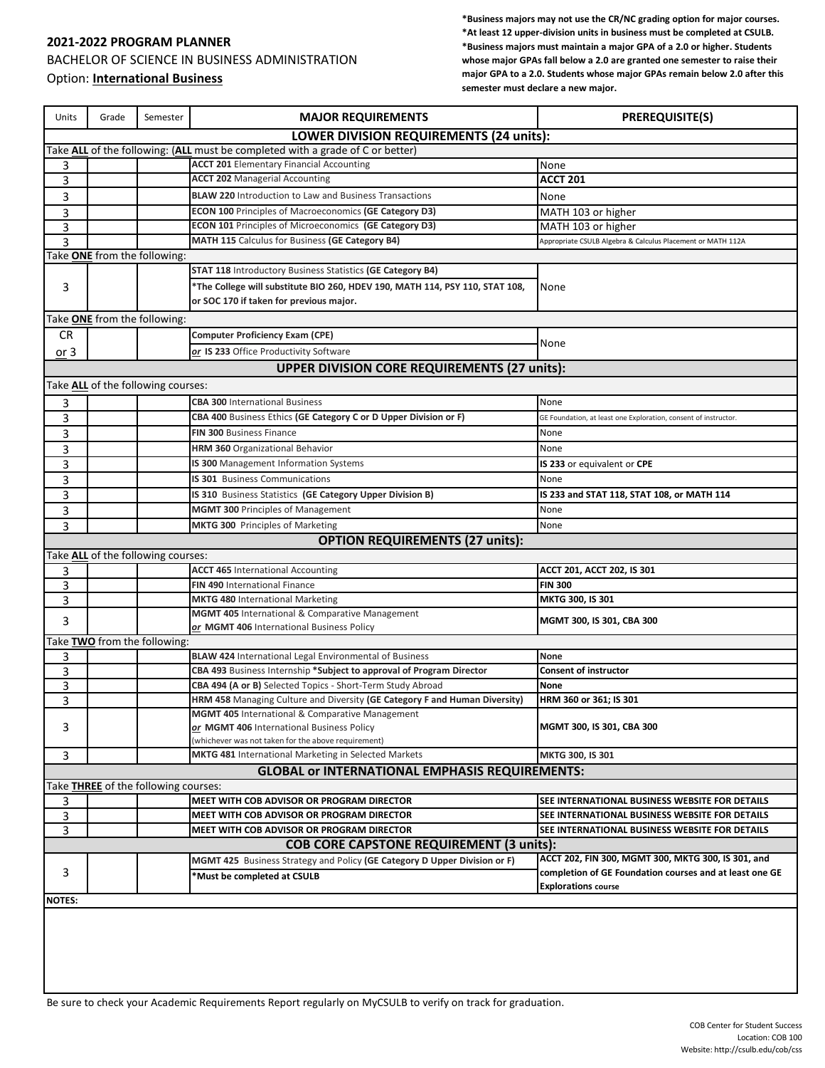## 2021-2022 PROGRAM PLANNER

BACHELOR OF SCIENCE IN BUSINESS ADMINISTRATION

Option: **International Business**

**\*Business majors may not use the CR/NC grading option for major courses.**
**\*At least 12 upper-division units in business must be completed at CSULB.**
**\*Business majors must maintain a major GPA of a 2.0 or higher. Students whose major GPAs fall below a 2.0 are granted one semester to raise their major GPA to a 2.0. Students whose major GPAs remain below 2.0 after this semester must declare a new major.**

| Units | Grade | Semester | MAJOR REQUIREMENTS | PREREQUISITE(S) |
|---|---|---|---|---|
| **LOWER DIVISION REQUIREMENTS (24 units):** | | | | |
| Take **ALL** of the following: (**ALL** must be completed with a grade of C or better) | | | | |
| 3 | | | **ACCT 201** Elementary Financial Accounting | None |
| 3 | | | **ACCT 202** Managerial Accounting | **ACCT 201** |
| 3 | | | **BLAW 220** Introduction to Law and Business Transactions | None |
| 3 | | | **ECON 100** Principles of Macroeconomics **(GE Category D3)** | MATH 103 or higher |
| 3 | | | **ECON 101** Principles of Microeconomics **(GE Category D3)** | MATH 103 or higher |
| 3 | | | **MATH 115** Calculus for Business **(GE Category B4)** | Appropriate CSULB Algebra & Calculus Placement or MATH 112A |
| Take **ONE** from the following: | | | | |
| 3 | | | **STAT 118** Introductory Business Statistics **(GE Category B4)** <br> **\*The College will substitute BIO 260, HDEV 190, MATH 114, PSY 110, STAT 108, or SOC 170 if taken for previous major.** | None |
| Take **ONE** from the following: | | | | |
| CR or 3 | | | **Computer Proficiency Exam (CPE)** <br> *or* **IS 233** Office Productivity Software | None |
| **UPPER DIVISION CORE REQUIREMENTS (27 units):** | | | | |
| Take **ALL** of the following courses: | | | | |
| 3 | | | **CBA 300** International Business | None |
| 3 | | | **CBA 400** Business Ethics **(GE Category C or D Upper Division or F)** | GE Foundation, at least one Exploration, consent of instructor. |
| 3 | | | **FIN 300** Business Finance | None |
| 3 | | | **HRM 360** Organizational Behavior | None |
| 3 | | | **IS 300** Management Information Systems | **IS 233** or equivalent or **CPE** |
| 3 | | | **IS 301** Business Communications | None |
| 3 | | | **IS 310** Business Statistics **(GE Category Upper Division B)** | **IS 233 and STAT 118, STAT 108, or MATH 114** |
| 3 | | | **MGMT 300** Principles of Management | None |
| 3 | | | **MKTG 300** Principles of Marketing | None |
| **OPTION REQUIREMENTS (27 units):** | | | | |
| Take **ALL** of the following courses: | | | | |
| 3 | | | **ACCT 465** International Accounting | **ACCT 201, ACCT 202, IS 301** |
| 3 | | | **FIN 490** International Finance | **FIN 300** |
| 3 | | | **MKTG 480** International Marketing | **MKTG 300, IS 301** |
| 3 | | | **MGMT 405** International & Comparative Management <br> *or* **MGMT 406** International Business Policy | **MGMT 300, IS 301, CBA 300** |
| Take **TWO** from the following: | | | | |
| 3 | | | **BLAW 424** International Legal Environmental of Business | **None** |
| 3 | | | **CBA 493** Business Internship **\*Subject to approval of Program Director** | **Consent of instructor** |
| 3 | | | **CBA 494 (A or B)** Selected Topics - Short-Term Study Abroad | **None** |
| 3 | | | **HRM 458** Managing Culture and Diversity **(GE Category F and Human Diversity)** | **HRM 360 or 361; IS 301** |
| 3 | | | **MGMT 405** International & Comparative Management <br> *or* **MGMT 406** International Business Policy <br> (whichever was not taken for the above requirement) | **MGMT 300, IS 301, CBA 300** |
| 3 | | | **MKTG 481** International Marketing in Selected Markets | **MKTG 300, IS 301** |
| **GLOBAL or INTERNATIONAL EMPHASIS REQUIREMENTS:** | | | | |
| Take **THREE** of the following courses: | | | | |
| 3 | | | **MEET WITH COB ADVISOR OR PROGRAM DIRECTOR** | **SEE INTERNATIONAL BUSINESS WEBSITE FOR DETAILS** |
| 3 | | | **MEET WITH COB ADVISOR OR PROGRAM DIRECTOR** | **SEE INTERNATIONAL BUSINESS WEBSITE FOR DETAILS** |
| 3 | | | **MEET WITH COB ADVISOR OR PROGRAM DIRECTOR** | **SEE INTERNATIONAL BUSINESS WEBSITE FOR DETAILS** |
| **COB CORE CAPSTONE REQUIREMENT (3 units):** | | | | |
| 3 | | | **MGMT 425** Business Strategy and Policy **(GE Category D Upper Division or F)** <br> **\*Must be completed at CSULB** | **ACCT 202, FIN 300, MGMT 300, MKTG 300, IS 301, and completion of GE Foundation courses and at least one GE Explorations course** |

**NOTES:**

Be sure to check your Academic Requirements Report regularly on MyCSULB to verify on track for graduation.

COB Center for Student Success
Location: COB 100
Website: http://csulb.edu/cob/css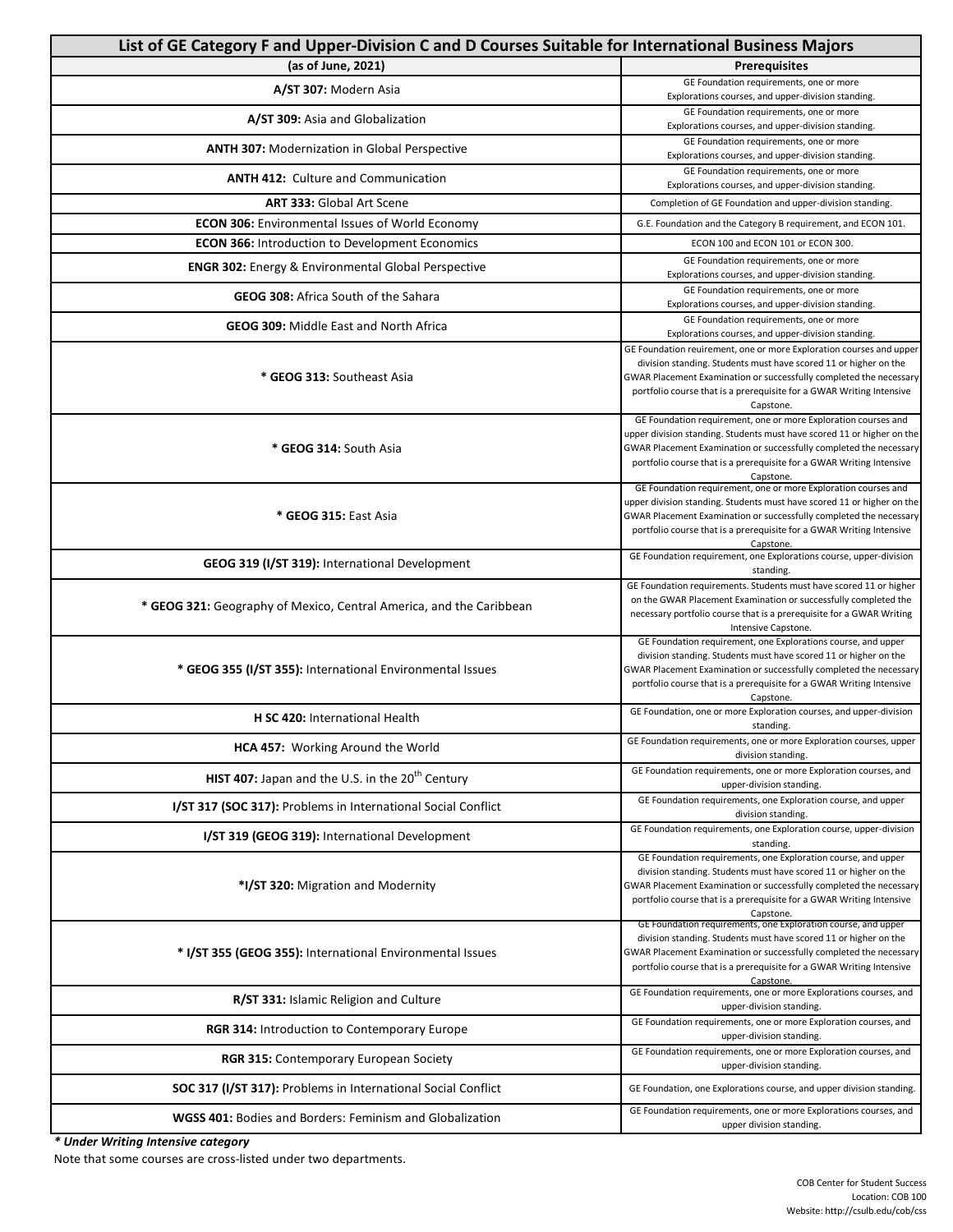| List of GE Category F and Upper-Division C and D Courses Suitable for International Business Majors | |
|---|---|
| **(as of June, 2021)** | **Prerequisites** |
| **A/ST 307:** Modern Asia | GE Foundation requirements, one or more Explorations courses, and upper-division standing. |
| **A/ST 309:** Asia and Globalization | GE Foundation requirements, one or more Explorations courses, and upper-division standing. |
| **ANTH 307:** Modernization in Global Perspective | GE Foundation requirements, one or more Explorations courses, and upper-division standing. |
| **ANTH 412:** Culture and Communication | GE Foundation requirements, one or more Explorations courses, and upper-division standing. |
| **ART 333:** Global Art Scene | Completion of GE Foundation and upper-division standing. |
| **ECON 306:** Environmental Issues of World Economy | G.E. Foundation and the Category B requirement, and ECON 101. |
| **ECON 366:** Introduction to Development Economics | ECON 100 and ECON 101 or ECON 300. |
| **ENGR 302:** Energy & Environmental Global Perspective | GE Foundation requirements, one or more Explorations courses, and upper-division standing. |
| **GEOG 308:** Africa South of the Sahara | GE Foundation requirements, one or more Explorations courses, and upper-division standing. |
| **GEOG 309:** Middle East and North Africa | GE Foundation requirements, one or more Explorations courses, and upper-division standing. |
| **\* GEOG 313:** Southeast Asia | GE Foundation reuirement, one or more Exploration courses and upper division standing. Students must have scored 11 or higher on the GWAR Placement Examination or successfully completed the necessary portfolio course that is a prerequisite for a GWAR Writing Intensive Capstone. |
| **\* GEOG 314:** South Asia | GE Foundation requirement, one or more Exploration courses and upper division standing. Students must have scored 11 or higher on the GWAR Placement Examination or successfully completed the necessary portfolio course that is a prerequisite for a GWAR Writing Intensive Capstone. |
| **\* GEOG 315:** East Asia | GE Foundation requirement, one or more Exploration courses and upper division standing. Students must have scored 11 or higher on the GWAR Placement Examination or successfully completed the necessary portfolio course that is a prerequisite for a GWAR Writing Intensive Capstone. |
| **GEOG 319 (I/ST 319):** International Development | GE Foundation requirement, one Explorations course, upper-division standing. |
| **\* GEOG 321:** Geography of Mexico, Central America, and the Caribbean | GE Foundation requirements. Students must have scored 11 or higher on the GWAR Placement Examination or successfully completed the necessary portfolio course that is a prerequisite for a GWAR Writing Intensive Capstone. |
| **\* GEOG 355 (I/ST 355):** International Environmental Issues | GE Foundation requirement, one Explorations course, and upper division standing. Students must have scored 11 or higher on the GWAR Placement Examination or successfully completed the necessary portfolio course that is a prerequisite for a GWAR Writing Intensive Capstone. |
| **H SC 420:** International Health | GE Foundation, one or more Exploration courses, and upper-division standing. |
| **HCA 457:** Working Around the World | GE Foundation requirements, one or more Exploration courses, upper division standing. |
| **HIST 407:** Japan and the U.S. in the 20th Century | GE Foundation requirements, one or more Exploration courses, and upper-division standing. |
| **I/ST 317 (SOC 317):** Problems in International Social Conflict | GE Foundation requirements, one Exploration course, and upper division standing. |
| **I/ST 319 (GEOG 319):** International Development | GE Foundation requirements, one Exploration course, upper-division standing. |
| **\*I/ST 320:** Migration and Modernity | GE Foundation requirements, one Exploration course, and upper division standing. Students must have scored 11 or higher on the GWAR Placement Examination or successfully completed the necessary portfolio course that is a prerequisite for a GWAR Writing Intensive Capstone. |
| **\* I/ST 355 (GEOG 355):** International Environmental Issues | GE Foundation requirements, one Exploration course, and upper division standing. Students must have scored 11 or higher on the GWAR Placement Examination or successfully completed the necessary portfolio course that is a prerequisite for a GWAR Writing Intensive Capstone. |
| **R/ST 331:** Islamic Religion and Culture | GE Foundation requirements, one or more Explorations courses, and upper-division standing. |
| **RGR 314:** Introduction to Contemporary Europe | GE Foundation requirements, one or more Exploration courses, and upper-division standing. |
| **RGR 315:** Contemporary European Society | GE Foundation requirements, one or more Exploration courses, and upper-division standing. |
| **SOC 317 (I/ST 317):** Problems in International Social Conflict | GE Foundation, one Explorations course, and upper division standing. |
| **WGSS 401:** Bodies and Borders: Feminism and Globalization | GE Foundation requirements, one or more Explorations courses, and upper division standing. |

***\* Under Writing Intensive category***

Note that some courses are cross-listed under two departments.

COB Center for Student Success
Location: COB 100
Website: http://csulb.edu/cob/css